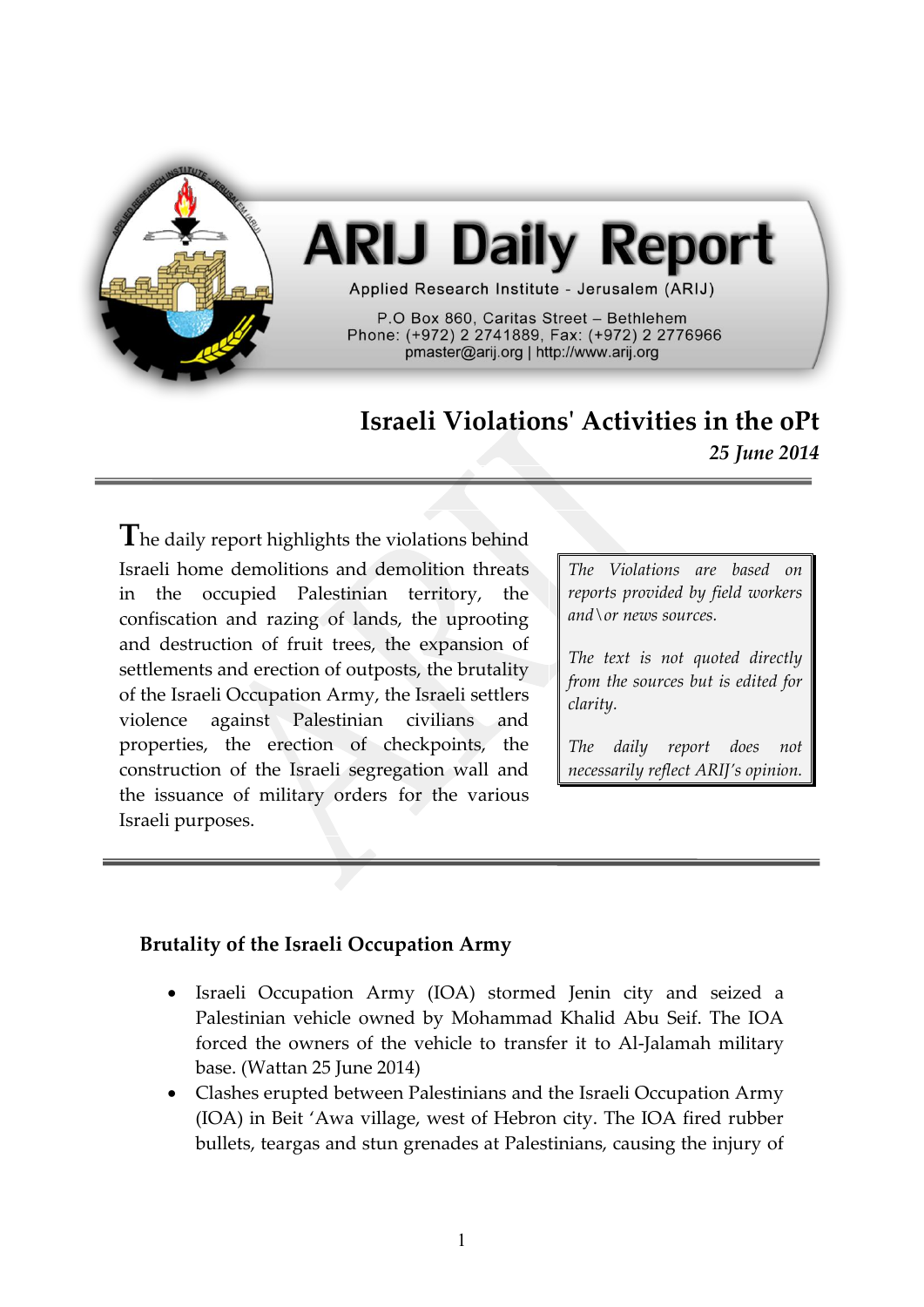# ARIJ Daily Report

Applied Research Institute - Jerusalem (ARIJ)

P.O Box 860, Caritas Street – Bethlehem
Phone: (+972) 2 2741889, Fax: (+972) 2 2776966
pmaster@arij.org | http://www.arij.org

## Israeli Violations' Activities in the oPt

*25 June 2014*

The daily report highlights the violations behind Israeli home demolitions and demolition threats in the occupied Palestinian territory, the confiscation and razing of lands, the uprooting and destruction of fruit trees, the expansion of settlements and erection of outposts, the brutality of the Israeli Occupation Army, the Israeli settlers violence against Palestinian civilians and properties, the erection of checkpoints, the construction of the Israeli segregation wall and the issuance of military orders for the various Israeli purposes.

*The Violations are based on reports provided by field workers and\or news sources.*

*The text is not quoted directly from the sources but is edited for clarity.*

*The daily report does not necessarily reflect ARIJ's opinion.*

**Brutality of the Israeli Occupation Army**

- Israeli Occupation Army (IOA) stormed Jenin city and seized a Palestinian vehicle owned by Mohammad Khalid Abu Seif. The IOA forced the owners of the vehicle to transfer it to Al-Jalamah military base. (Wattan 25 June 2014)
- Clashes erupted between Palestinians and the Israeli Occupation Army (IOA) in Beit 'Awa village, west of Hebron city. The IOA fired rubber bullets, teargas and stun grenades at Palestinians, causing the injury of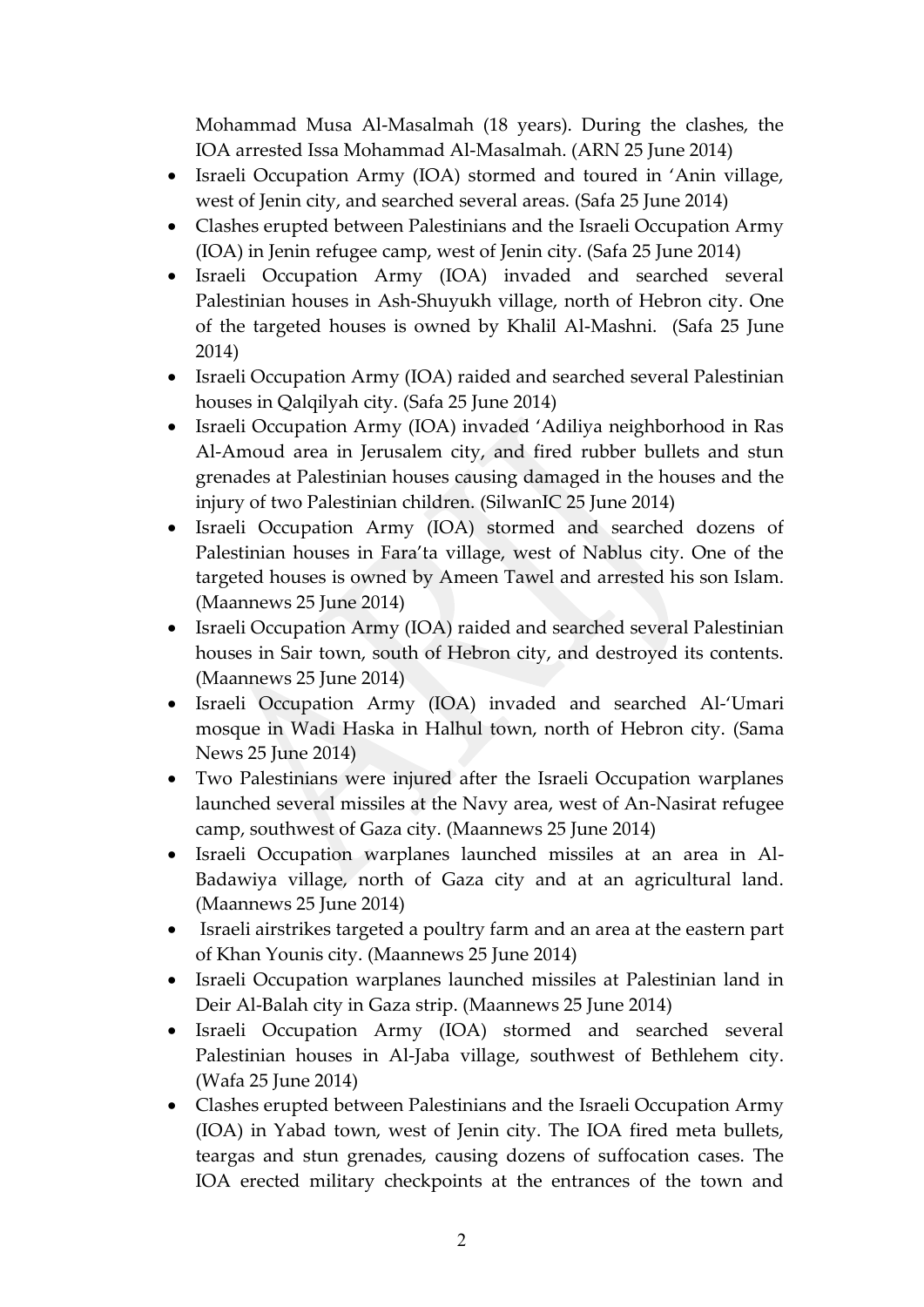Mohammad Musa Al-Masalmah (18 years). During the clashes, the IOA arrested Issa Mohammad Al-Masalmah. (ARN 25 June 2014)

- Israeli Occupation Army (IOA) stormed and toured in 'Anin village, west of Jenin city, and searched several areas. (Safa 25 June 2014)
- Clashes erupted between Palestinians and the Israeli Occupation Army (IOA) in Jenin refugee camp, west of Jenin city. (Safa 25 June 2014)
- Israeli Occupation Army (IOA) invaded and searched several Palestinian houses in Ash-Shuyukh village, north of Hebron city. One of the targeted houses is owned by Khalil Al-Mashni. (Safa 25 June 2014)
- Israeli Occupation Army (IOA) raided and searched several Palestinian houses in Qalqilyah city. (Safa 25 June 2014)
- Israeli Occupation Army (IOA) invaded 'Adiliya neighborhood in Ras Al-Amoud area in Jerusalem city, and fired rubber bullets and stun grenades at Palestinian houses causing damaged in the houses and the injury of two Palestinian children. (SilwanIC 25 June 2014)
- Israeli Occupation Army (IOA) stormed and searched dozens of Palestinian houses in Fara'ta village, west of Nablus city. One of the targeted houses is owned by Ameen Tawel and arrested his son Islam. (Maannews 25 June 2014)
- Israeli Occupation Army (IOA) raided and searched several Palestinian houses in Sair town, south of Hebron city, and destroyed its contents. (Maannews 25 June 2014)
- Israeli Occupation Army (IOA) invaded and searched Al-'Umari mosque in Wadi Haska in Halhul town, north of Hebron city. (Sama News 25 June 2014)
- Two Palestinians were injured after the Israeli Occupation warplanes launched several missiles at the Navy area, west of An-Nasirat refugee camp, southwest of Gaza city. (Maannews 25 June 2014)
- Israeli Occupation warplanes launched missiles at an area in Al-Badawiya village, north of Gaza city and at an agricultural land. (Maannews 25 June 2014)
- Israeli airstrikes targeted a poultry farm and an area at the eastern part of Khan Younis city. (Maannews 25 June 2014)
- Israeli Occupation warplanes launched missiles at Palestinian land in Deir Al-Balah city in Gaza strip. (Maannews 25 June 2014)
- Israeli Occupation Army (IOA) stormed and searched several Palestinian houses in Al-Jaba village, southwest of Bethlehem city. (Wafa 25 June 2014)
- Clashes erupted between Palestinians and the Israeli Occupation Army (IOA) in Yabad town, west of Jenin city. The IOA fired meta bullets, teargas and stun grenades, causing dozens of suffocation cases. The IOA erected military checkpoints at the entrances of the town and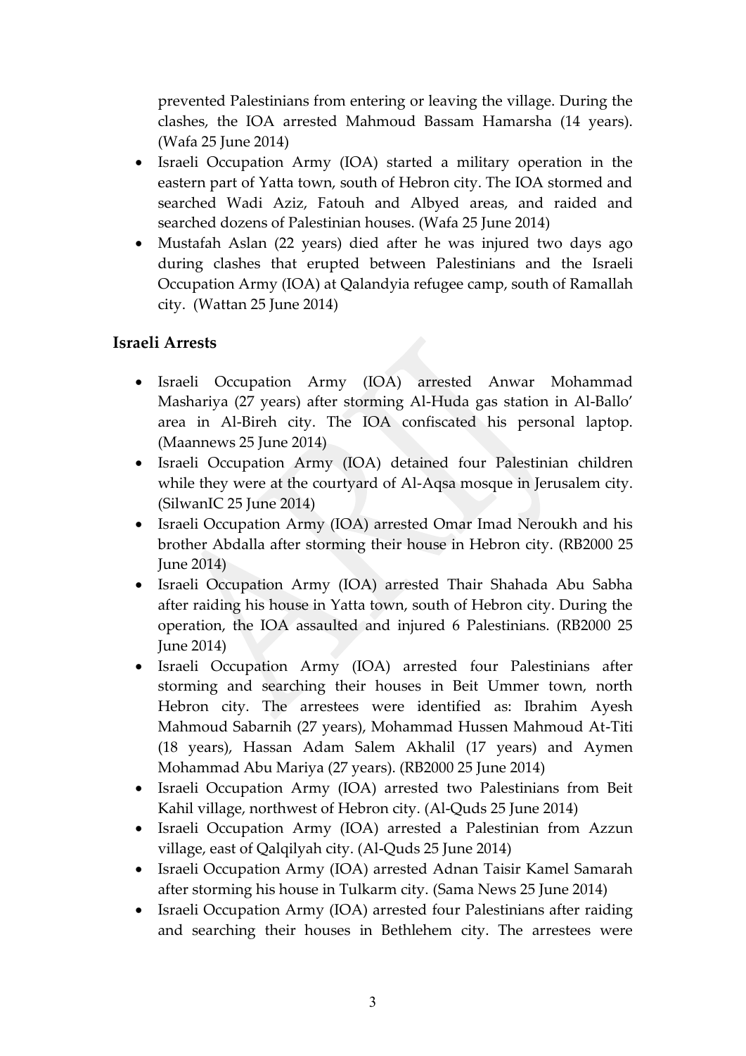prevented Palestinians from entering or leaving the village. During the clashes, the IOA arrested Mahmoud Bassam Hamarsha (14 years). (Wafa 25 June 2014)

- Israeli Occupation Army (IOA) started a military operation in the eastern part of Yatta town, south of Hebron city. The IOA stormed and searched Wadi Aziz, Fatouh and Albyed areas, and raided and searched dozens of Palestinian houses. (Wafa 25 June 2014)
- Mustafah Aslan (22 years) died after he was injured two days ago during clashes that erupted between Palestinians and the Israeli Occupation Army (IOA) at Qalandyia refugee camp, south of Ramallah city. (Wattan 25 June 2014)

## Israeli Arrests

- Israeli Occupation Army (IOA) arrested Anwar Mohammad Mashariya (27 years) after storming Al-Huda gas station in Al-Ballo' area in Al-Bireh city. The IOA confiscated his personal laptop. (Maannews 25 June 2014)
- Israeli Occupation Army (IOA) detained four Palestinian children while they were at the courtyard of Al-Aqsa mosque in Jerusalem city. (SilwanIC 25 June 2014)
- Israeli Occupation Army (IOA) arrested Omar Imad Neroukh and his brother Abdalla after storming their house in Hebron city. (RB2000 25 June 2014)
- Israeli Occupation Army (IOA) arrested Thair Shahada Abu Sabha after raiding his house in Yatta town, south of Hebron city. During the operation, the IOA assaulted and injured 6 Palestinians. (RB2000 25 June 2014)
- Israeli Occupation Army (IOA) arrested four Palestinians after storming and searching their houses in Beit Ummer town, north Hebron city. The arrestees were identified as: Ibrahim Ayesh Mahmoud Sabarnih (27 years), Mohammad Hussen Mahmoud At-Titi (18 years), Hassan Adam Salem Akhalil (17 years) and Aymen Mohammad Abu Mariya (27 years). (RB2000 25 June 2014)
- Israeli Occupation Army (IOA) arrested two Palestinians from Beit Kahil village, northwest of Hebron city. (Al-Quds 25 June 2014)
- Israeli Occupation Army (IOA) arrested a Palestinian from Azzun village, east of Qalqilyah city. (Al-Quds 25 June 2014)
- Israeli Occupation Army (IOA) arrested Adnan Taisir Kamel Samarah after storming his house in Tulkarm city. (Sama News 25 June 2014)
- Israeli Occupation Army (IOA) arrested four Palestinians after raiding and searching their houses in Bethlehem city. The arrestees were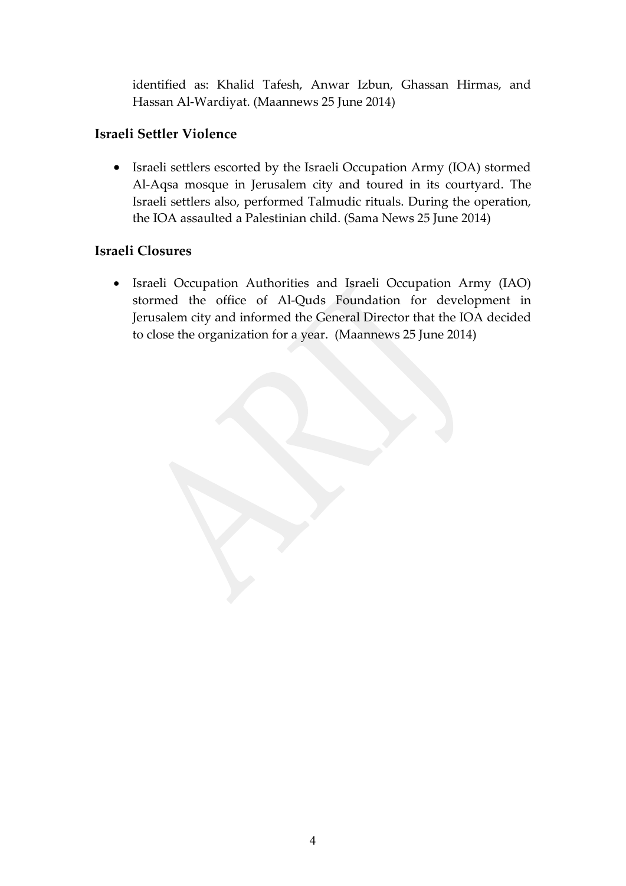identified as: Khalid Tafesh, Anwar Izbun, Ghassan Hirmas, and Hassan Al-Wardiyat. (Maannews 25 June 2014)

## Israeli Settler Violence

- Israeli settlers escorted by the Israeli Occupation Army (IOA) stormed Al-Aqsa mosque in Jerusalem city and toured in its courtyard. The Israeli settlers also, performed Talmudic rituals. During the operation, the IOA assaulted a Palestinian child. (Sama News 25 June 2014)

## Israeli Closures

- Israeli Occupation Authorities and Israeli Occupation Army (IAO) stormed the office of Al-Quds Foundation for development in Jerusalem city and informed the General Director that the IOA decided to close the organization for a year. (Maannews 25 June 2014)